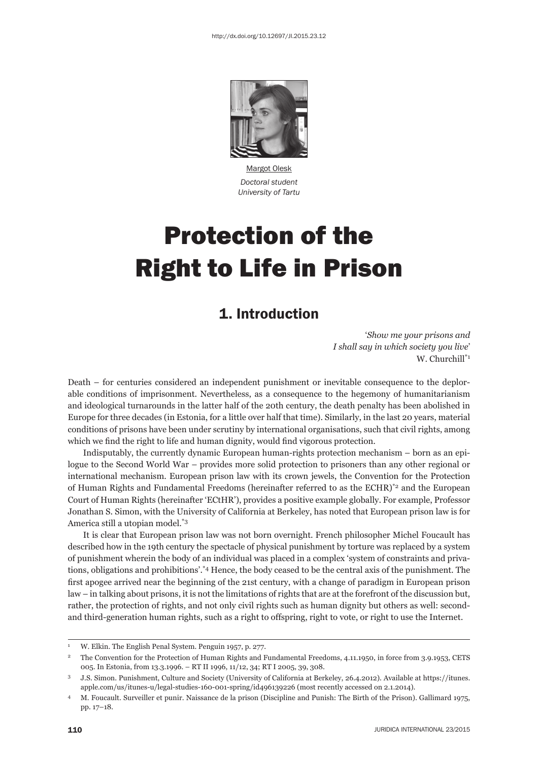http://dx.doi.org/10.12697/JI.2015.23.12

Margot Olesk
*Doctoral student*
*University of Tartu*

# Protection of the Right to Life in Prison

## 1. Introduction

*'Show me your prisons and*
*I shall say in which society you live'*
W. Churchill[1]

Death – for centuries considered an independent punishment or inevitable consequence to the deplorable conditions of imprisonment. Nevertheless, as a consequence to the hegemony of humanitarianism and ideological turnarounds in the latter half of the 20th century, the death penalty has been abolished in Europe for three decades (in Estonia, for a little over half that time). Similarly, in the last 20 years, material conditions of prisons have been under scrutiny by international organisations, such that civil rights, among which we find the right to life and human dignity, would find vigorous protection.

Indisputably, the currently dynamic European human-rights protection mechanism – born as an epilogue to the Second World War – provides more solid protection to prisoners than any other regional or international mechanism. European prison law with its crown jewels, the Convention for the Protection of Human Rights and Fundamental Freedoms (hereinafter referred to as the ECHR)[2] and the European Court of Human Rights (hereinafter 'ECtHR'), provides a positive example globally. For example, Professor Jonathan S. Simon, with the University of California at Berkeley, has noted that European prison law is for America still a utopian model.[3]

It is clear that European prison law was not born overnight. French philosopher Michel Foucault has described how in the 19th century the spectacle of physical punishment by torture was replaced by a system of punishment wherein the body of an individual was placed in a complex 'system of constraints and privations, obligations and prohibitions'.[4] Hence, the body ceased to be the central axis of the punishment. The first apogee arrived near the beginning of the 21st century, with a change of paradigm in European prison law – in talking about prisons, it is not the limitations of rights that are at the forefront of the discussion but, rather, the protection of rights, and not only civil rights such as human dignity but others as well: second- and third-generation human rights, such as a right to offspring, right to vote, or right to use the Internet.

---

[1] W. Elkin. The English Penal System. Penguin 1957, p. 277.

[2] The Convention for the Protection of Human Rights and Fundamental Freedoms, 4.11.1950, in force from 3.9.1953, CETS 005. In Estonia, from 13.3.1996. – RT II 1996, 11/12, 34; RT I 2005, 39, 308.

[3] J.S. Simon. Punishment, Culture and Society (University of California at Berkeley, 26.4.2012). Available at https://itunes.apple.com/us/itunes-u/legal-studies-160-001-spring/id496139226 (most recently accessed on 2.1.2014).

[4] M. Foucault. Surveiller et punir. Naissance de la prison (Discipline and Punish: The Birth of the Prison). Gallimard 1975, pp. 17–18.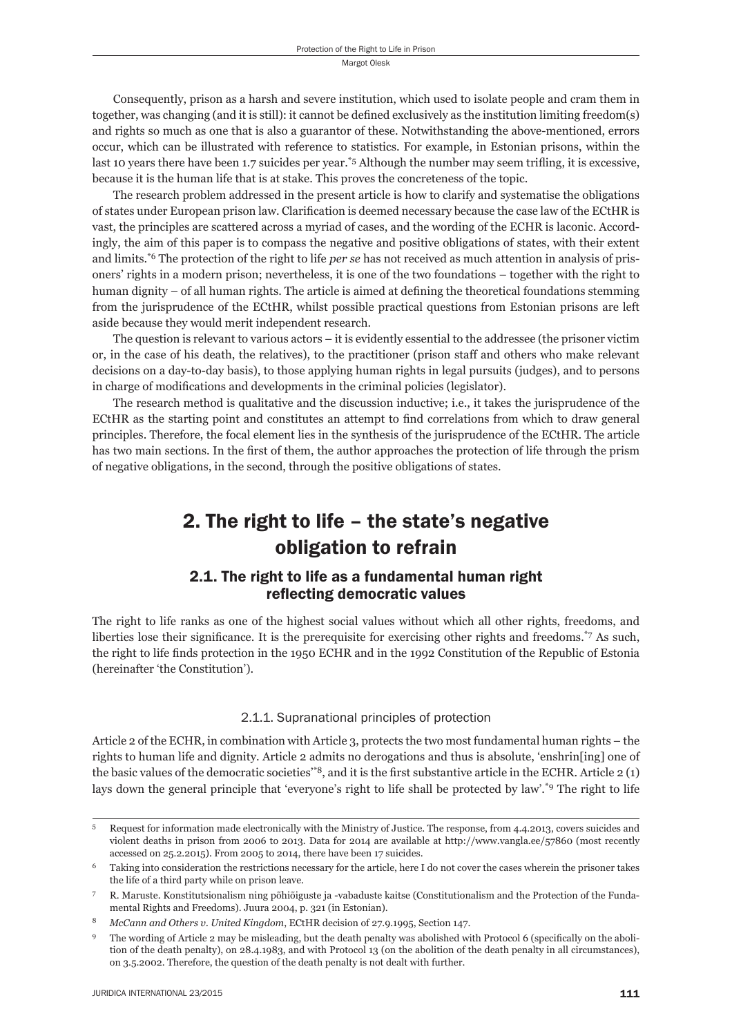Consequently, prison as a harsh and severe institution, which used to isolate people and cram them in together, was changing (and it is still): it cannot be defined exclusively as the institution limiting freedom(s) and rights so much as one that is also a guarantor of these. Notwithstanding the above-mentioned, errors occur, which can be illustrated with reference to statistics. For example, in Estonian prisons, within the last 10 years there have been 1.7 suicides per year.[*5] Although the number may seem trifling, it is excessive, because it is the human life that is at stake. This proves the concreteness of the topic.

The research problem addressed in the present article is how to clarify and systematise the obligations of states under European prison law. Clarification is deemed necessary because the case law of the ECtHR is vast, the principles are scattered across a myriad of cases, and the wording of the ECHR is laconic. Accordingly, the aim of this paper is to compass the negative and positive obligations of states, with their extent and limits.[*6] The protection of the right to life *per se* has not received as much attention in analysis of prisoners' rights in a modern prison; nevertheless, it is one of the two foundations – together with the right to human dignity – of all human rights. The article is aimed at defining the theoretical foundations stemming from the jurisprudence of the ECtHR, whilst possible practical questions from Estonian prisons are left aside because they would merit independent research.

The question is relevant to various actors – it is evidently essential to the addressee (the prisoner victim or, in the case of his death, the relatives), to the practitioner (prison staff and others who make relevant decisions on a day-to-day basis), to those applying human rights in legal pursuits (judges), and to persons in charge of modifications and developments in the criminal policies (legislator).

The research method is qualitative and the discussion inductive; i.e., it takes the jurisprudence of the ECtHR as the starting point and constitutes an attempt to find correlations from which to draw general principles. Therefore, the focal element lies in the synthesis of the jurisprudence of the ECtHR. The article has two main sections. In the first of them, the author approaches the protection of life through the prism of negative obligations, in the second, through the positive obligations of states.

## 2. The right to life – the state's negative obligation to refrain

### 2.1. The right to life as a fundamental human right reflecting democratic values

The right to life ranks as one of the highest social values without which all other rights, freedoms, and liberties lose their significance. It is the prerequisite for exercising other rights and freedoms.[*7] As such, the right to life finds protection in the 1950 ECHR and in the 1992 Constitution of the Republic of Estonia (hereinafter 'the Constitution').

#### 2.1.1. Supranational principles of protection

Article 2 of the ECHR, in combination with Article 3, protects the two most fundamental human rights – the rights to human life and dignity. Article 2 admits no derogations and thus is absolute, 'enshrin[ing] one of the basic values of the democratic societies'[*8], and it is the first substantive article in the ECHR. Article 2 (1) lays down the general principle that 'everyone's right to life shall be protected by law'.[*9] The right to life

---

5 Request for information made electronically with the Ministry of Justice. The response, from 4.4.2013, covers suicides and violent deaths in prison from 2006 to 2013. Data for 2014 are available at http://www.vangla.ee/57860 (most recently accessed on 25.2.2015). From 2005 to 2014, there have been 17 suicides.

6 Taking into consideration the restrictions necessary for the article, here I do not cover the cases wherein the prisoner takes the life of a third party while on prison leave.

7 R. Maruste. Konstitutsionalism ning põhiõiguste ja -vabaduste kaitse (Constitutionalism and the Protection of the Fundamental Rights and Freedoms). Juura 2004, p. 321 (in Estonian).

8 *McCann and Others v. United Kingdom*, ECtHR decision of 27.9.1995, Section 147.

9 The wording of Article 2 may be misleading, but the death penalty was abolished with Protocol 6 (specifically on the abolition of the death penalty), on 28.4.1983, and with Protocol 13 (on the abolition of the death penalty in all circumstances), on 3.5.2002. Therefore, the question of the death penalty is not dealt with further.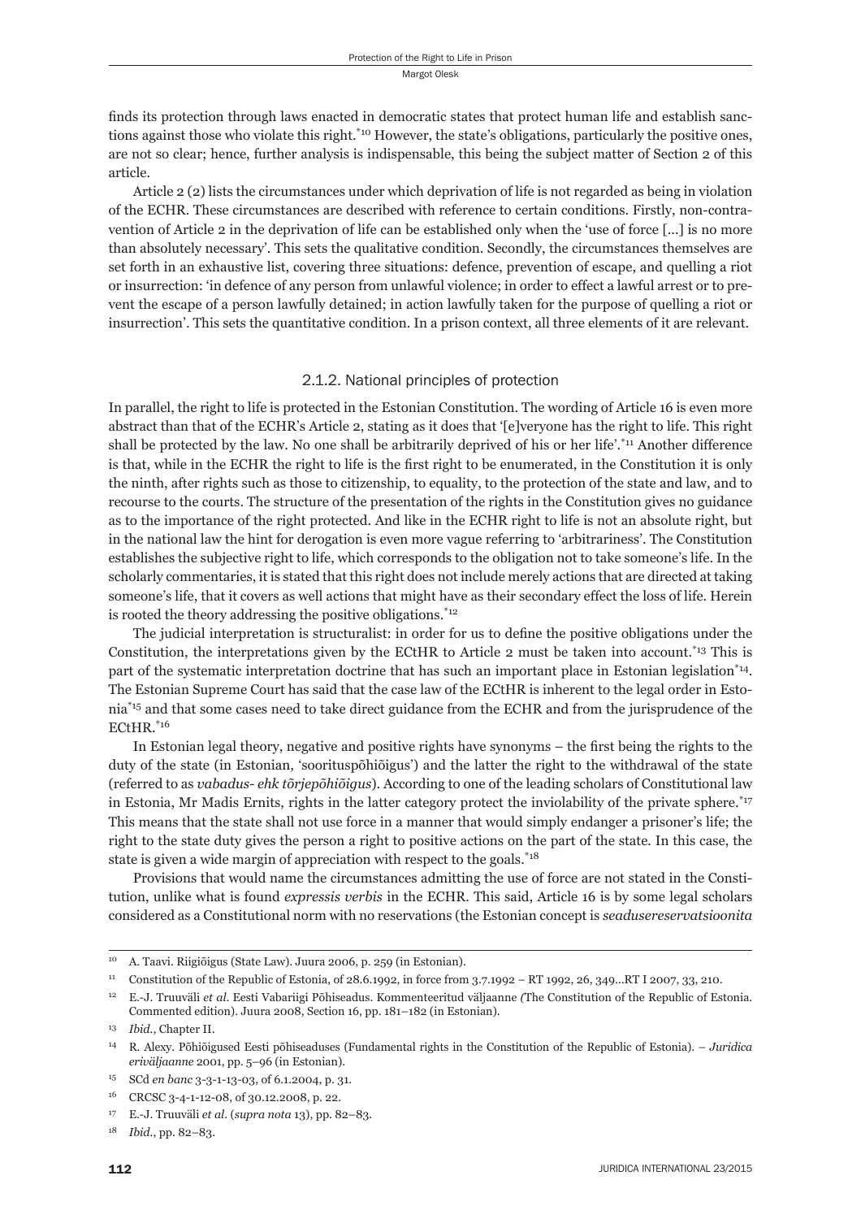finds its protection through laws enacted in democratic states that protect human life and establish sanctions against those who violate this right.[10] However, the state's obligations, particularly the positive ones, are not so clear; hence, further analysis is indispensable, this being the subject matter of Section 2 of this article.

Article 2 (2) lists the circumstances under which deprivation of life is not regarded as being in violation of the ECHR. These circumstances are described with reference to certain conditions. Firstly, non-contravention of Article 2 in the deprivation of life can be established only when the 'use of force [...] is no more than absolutely necessary'. This sets the qualitative condition. Secondly, the circumstances themselves are set forth in an exhaustive list, covering three situations: defence, prevention of escape, and quelling a riot or insurrection: 'in defence of any person from unlawful violence; in order to effect a lawful arrest or to prevent the escape of a person lawfully detained; in action lawfully taken for the purpose of quelling a riot or insurrection'. This sets the quantitative condition. In a prison context, all three elements of it are relevant.

### 2.1.2. National principles of protection

In parallel, the right to life is protected in the Estonian Constitution. The wording of Article 16 is even more abstract than that of the ECHR's Article 2, stating as it does that '[e]veryone has the right to life. This right shall be protected by the law. No one shall be arbitrarily deprived of his or her life'.[11] Another difference is that, while in the ECHR the right to life is the first right to be enumerated, in the Constitution it is only the ninth, after rights such as those to citizenship, to equality, to the protection of the state and law, and to recourse to the courts. The structure of the presentation of the rights in the Constitution gives no guidance as to the importance of the right protected. And like in the ECHR right to life is not an absolute right, but in the national law the hint for derogation is even more vague referring to 'arbitrariness'. The Constitution establishes the subjective right to life, which corresponds to the obligation not to take someone's life. In the scholarly commentaries, it is stated that this right does not include merely actions that are directed at taking someone's life, that it covers as well actions that might have as their secondary effect the loss of life. Herein is rooted the theory addressing the positive obligations.[12]

The judicial interpretation is structuralist: in order for us to define the positive obligations under the Constitution, the interpretations given by the ECtHR to Article 2 must be taken into account.[13] This is part of the systematic interpretation doctrine that has such an important place in Estonian legislation[14]. The Estonian Supreme Court has said that the case law of the ECtHR is inherent to the legal order in Estonia[15] and that some cases need to take direct guidance from the ECHR and from the jurisprudence of the ECtHR.[16]

In Estonian legal theory, negative and positive rights have synonyms – the first being the rights to the duty of the state (in Estonian, 'soorituspõhiõigus') and the latter the right to the withdrawal of the state (referred to as *vabadus- ehk tõrjepõhiõigus*). According to one of the leading scholars of Constitutional law in Estonia, Mr Madis Ernits, rights in the latter category protect the inviolability of the private sphere.[17] This means that the state shall not use force in a manner that would simply endanger a prisoner's life; the right to the state duty gives the person a right to positive actions on the part of the state. In this case, the state is given a wide margin of appreciation with respect to the goals.[18]

Provisions that would name the circumstances admitting the use of force are not stated in the Constitution, unlike what is found *expressis verbis* in the ECHR. This said, Article 16 is by some legal scholars considered as a Constitutional norm with no reservations (the Estonian concept is *seaduse­reservatsioonita*

---

10 A. Taavi. Riigiõigus (State Law). Juura 2006, p. 259 (in Estonian).

11 Constitution of the Republic of Estonia, of 28.6.1992, in force from 3.7.1992 – RT 1992, 26, 349...RT I 2007, 33, 210.

12 E.-J. Truuväli *et al.* Eesti Vabariigi Põhiseadus. Kommenteeritud väljaanne *(*The Constitution of the Republic of Estonia. Commented edition). Juura 2008, Section 16, pp. 181–182 (in Estonian).

13 *Ibid.*, Chapter II.

14 R. Alexy. Põhiõigused Eesti põhiseaduses (Fundamental rights in the Constitution of the Republic of Estonia). – *Juridica eriväljaanne* 2001, pp. 5–96 (in Estonian).

15 SCd *en banc* 3-3-1-13-03, of 6.1.2004, p. 31.

16 CRCSC 3-4-1-12-08, of 30.12.2008, p. 22.

17 E.-J. Truuväli *et al.* (*supra nota* 13), pp. 82–83.

18 *Ibid.*, pp. 82–83.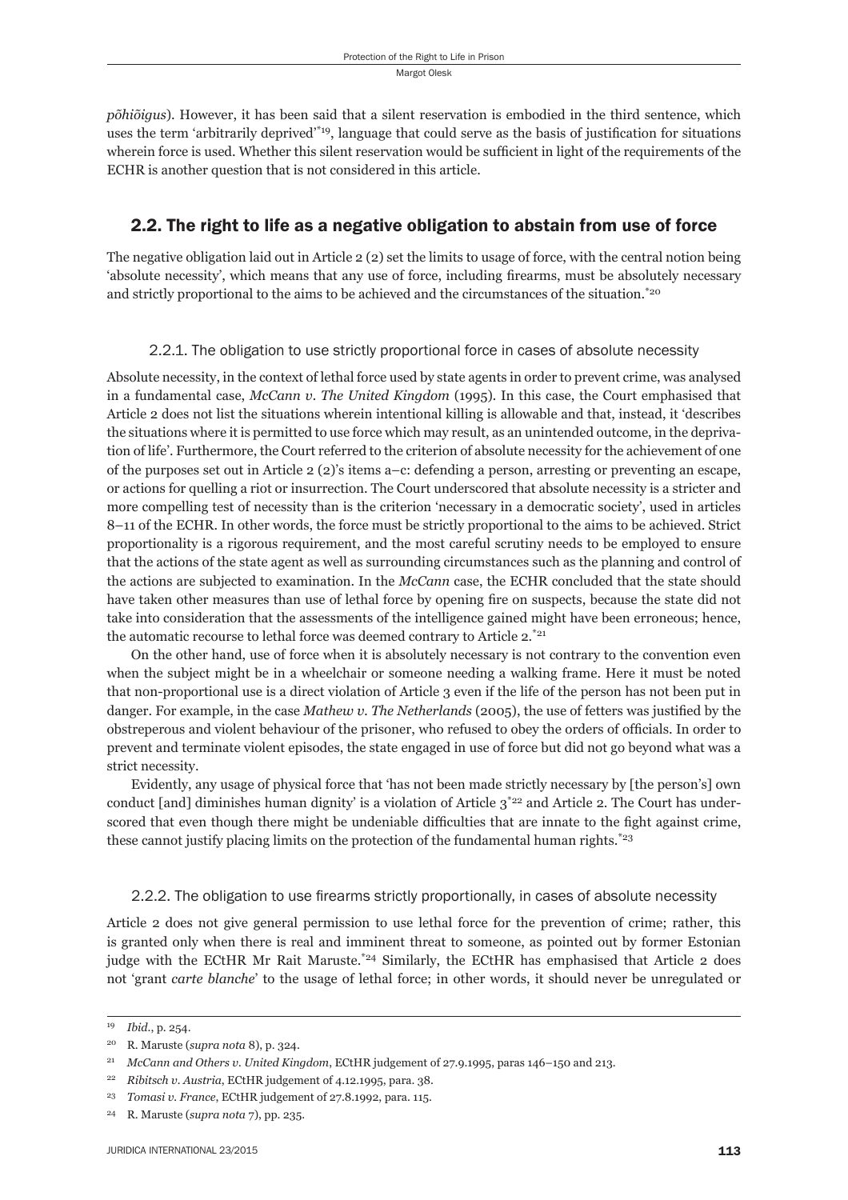*põhiõigus*). However, it has been said that a silent reservation is embodied in the third sentence, which uses the term 'arbitrarily deprived'[*19], language that could serve as the basis of justification for situations wherein force is used. Whether this silent reservation would be sufficient in light of the requirements of the ECHR is another question that is not considered in this article.

## 2.2. The right to life as a negative obligation to abstain from use of force

The negative obligation laid out in Article 2 (2) set the limits to usage of force, with the central notion being 'absolute necessity', which means that any use of force, including firearms, must be absolutely necessary and strictly proportional to the aims to be achieved and the circumstances of the situation.[*20]

### 2.2.1. The obligation to use strictly proportional force in cases of absolute necessity

Absolute necessity, in the context of lethal force used by state agents in order to prevent crime, was analysed in a fundamental case, *McCann v. The United Kingdom* (1995). In this case, the Court emphasised that Article 2 does not list the situations wherein intentional killing is allowable and that, instead, it 'describes the situations where it is permitted to use force which may result, as an unintended outcome, in the deprivation of life'. Furthermore, the Court referred to the criterion of absolute necessity for the achievement of one of the purposes set out in Article 2 (2)'s items a–c: defending a person, arresting or preventing an escape, or actions for quelling a riot or insurrection. The Court underscored that absolute necessity is a stricter and more compelling test of necessity than is the criterion 'necessary in a democratic society', used in articles 8–11 of the ECHR. In other words, the force must be strictly proportional to the aims to be achieved. Strict proportionality is a rigorous requirement, and the most careful scrutiny needs to be employed to ensure that the actions of the state agent as well as surrounding circumstances such as the planning and control of the actions are subjected to examination. In the *McCann* case, the ECHR concluded that the state should have taken other measures than use of lethal force by opening fire on suspects, because the state did not take into consideration that the assessments of the intelligence gained might have been erroneous; hence, the automatic recourse to lethal force was deemed contrary to Article 2.[*21]

On the other hand, use of force when it is absolutely necessary is not contrary to the convention even when the subject might be in a wheelchair or someone needing a walking frame. Here it must be noted that non-proportional use is a direct violation of Article 3 even if the life of the person has not been put in danger. For example, in the case *Mathew v. The Netherlands* (2005), the use of fetters was justified by the obstreperous and violent behaviour of the prisoner, who refused to obey the orders of officials. In order to prevent and terminate violent episodes, the state engaged in use of force but did not go beyond what was a strict necessity.

Evidently, any usage of physical force that 'has not been made strictly necessary by [the person's] own conduct [and] diminishes human dignity' is a violation of Article 3[*22] and Article 2. The Court has underscored that even though there might be undeniable difficulties that are innate to the fight against crime, these cannot justify placing limits on the protection of the fundamental human rights.[*23]

### 2.2.2. The obligation to use firearms strictly proportionally, in cases of absolute necessity

Article 2 does not give general permission to use lethal force for the prevention of crime; rather, this is granted only when there is real and imminent threat to someone, as pointed out by former Estonian judge with the ECtHR Mr Rait Maruste.[*24] Similarly, the ECtHR has emphasised that Article 2 does not 'grant *carte blanche*' to the usage of lethal force; in other words, it should never be unregulated or

---

[19] *Ibid.*, p. 254.

[20] R. Maruste (*supra nota* 8), p. 324.

[21] *McCann and Others v. United Kingdom*, ECtHR judgement of 27.9.1995, paras 146–150 and 213.

[22] *Ribitsch v. Austria*, ECtHR judgement of 4.12.1995, para. 38.

[23] *Tomasi v. France*, ECtHR judgement of 27.8.1992, para. 115.

[24] R. Maruste (*supra nota* 7), pp. 235.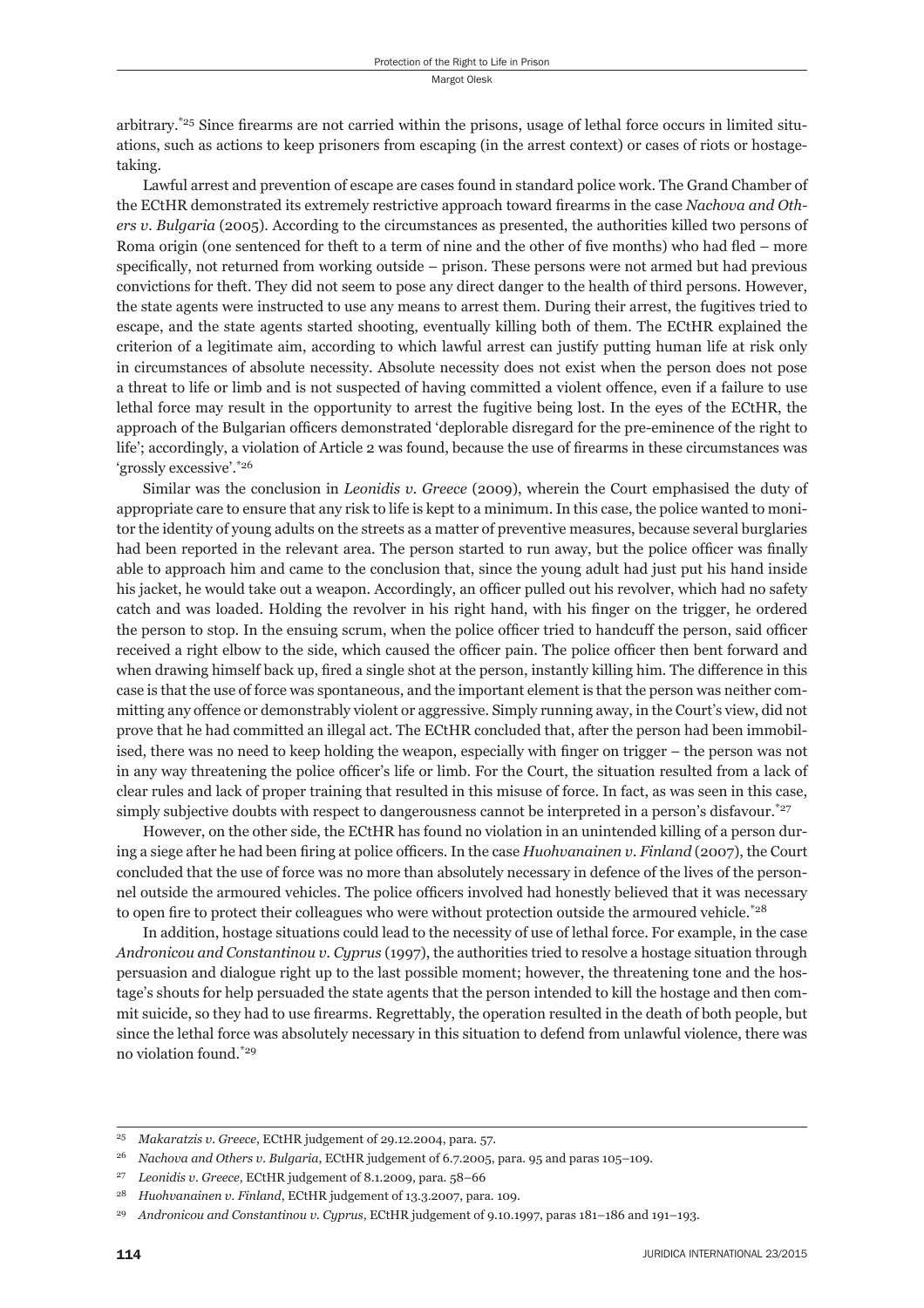arbitrary.[*25] Since firearms are not carried within the prisons, usage of lethal force occurs in limited situations, such as actions to keep prisoners from escaping (in the arrest context) or cases of riots or hostage-taking.

Lawful arrest and prevention of escape are cases found in standard police work. The Grand Chamber of the ECtHR demonstrated its extremely restrictive approach toward firearms in the case *Nachova and Others v. Bulgaria* (2005). According to the circumstances as presented, the authorities killed two persons of Roma origin (one sentenced for theft to a term of nine and the other of five months) who had fled – more specifically, not returned from working outside – prison. These persons were not armed but had previous convictions for theft. They did not seem to pose any direct danger to the health of third persons. However, the state agents were instructed to use any means to arrest them. During their arrest, the fugitives tried to escape, and the state agents started shooting, eventually killing both of them. The ECtHR explained the criterion of a legitimate aim, according to which lawful arrest can justify putting human life at risk only in circumstances of absolute necessity. Absolute necessity does not exist when the person does not pose a threat to life or limb and is not suspected of having committed a violent offence, even if a failure to use lethal force may result in the opportunity to arrest the fugitive being lost. In the eyes of the ECtHR, the approach of the Bulgarian officers demonstrated 'deplorable disregard for the pre-eminence of the right to life'; accordingly, a violation of Article 2 was found, because the use of firearms in these circumstances was 'grossly excessive'.[*26]

Similar was the conclusion in *Leonidis v. Greece* (2009), wherein the Court emphasised the duty of appropriate care to ensure that any risk to life is kept to a minimum. In this case, the police wanted to monitor the identity of young adults on the streets as a matter of preventive measures, because several burglaries had been reported in the relevant area. The person started to run away, but the police officer was finally able to approach him and came to the conclusion that, since the young adult had just put his hand inside his jacket, he would take out a weapon. Accordingly, an officer pulled out his revolver, which had no safety catch and was loaded. Holding the revolver in his right hand, with his finger on the trigger, he ordered the person to stop. In the ensuing scrum, when the police officer tried to handcuff the person, said officer received a right elbow to the side, which caused the officer pain. The police officer then bent forward and when drawing himself back up, fired a single shot at the person, instantly killing him. The difference in this case is that the use of force was spontaneous, and the important element is that the person was neither committing any offence or demonstrably violent or aggressive. Simply running away, in the Court's view, did not prove that he had committed an illegal act. The ECtHR concluded that, after the person had been immobilised, there was no need to keep holding the weapon, especially with finger on trigger – the person was not in any way threatening the police officer's life or limb. For the Court, the situation resulted from a lack of clear rules and lack of proper training that resulted in this misuse of force. In fact, as was seen in this case, simply subjective doubts with respect to dangerousness cannot be interpreted in a person's disfavour.[*27]

However, on the other side, the ECtHR has found no violation in an unintended killing of a person during a siege after he had been firing at police officers. In the case *Huohvanainen v. Finland* (2007), the Court concluded that the use of force was no more than absolutely necessary in defence of the lives of the personnel outside the armoured vehicles. The police officers involved had honestly believed that it was necessary to open fire to protect their colleagues who were without protection outside the armoured vehicle.[*28]

In addition, hostage situations could lead to the necessity of use of lethal force. For example, in the case *Andronicou and Constantinou v. Cyprus* (1997), the authorities tried to resolve a hostage situation through persuasion and dialogue right up to the last possible moment; however, the threatening tone and the hostage's shouts for help persuaded the state agents that the person intended to kill the hostage and then commit suicide, so they had to use firearms. Regrettably, the operation resulted in the death of both people, but since the lethal force was absolutely necessary in this situation to defend from unlawful violence, there was no violation found.[*29]

---

[25] *Makaratzis v. Greece*, ECtHR judgement of 29.12.2004, para. 57.

[26] *Nachova and Others v. Bulgaria*, ECtHR judgement of 6.7.2005, para. 95 and paras 105–109.

[27] *Leonidis v. Greece*, ECtHR judgement of 8.1.2009, para. 58–66

[28] *Huohvanainen v. Finland*, ECtHR judgement of 13.3.2007, para. 109.

[29] *Andronicou and Constantinou v. Cyprus*, ECtHR judgement of 9.10.1997, paras 181–186 and 191–193.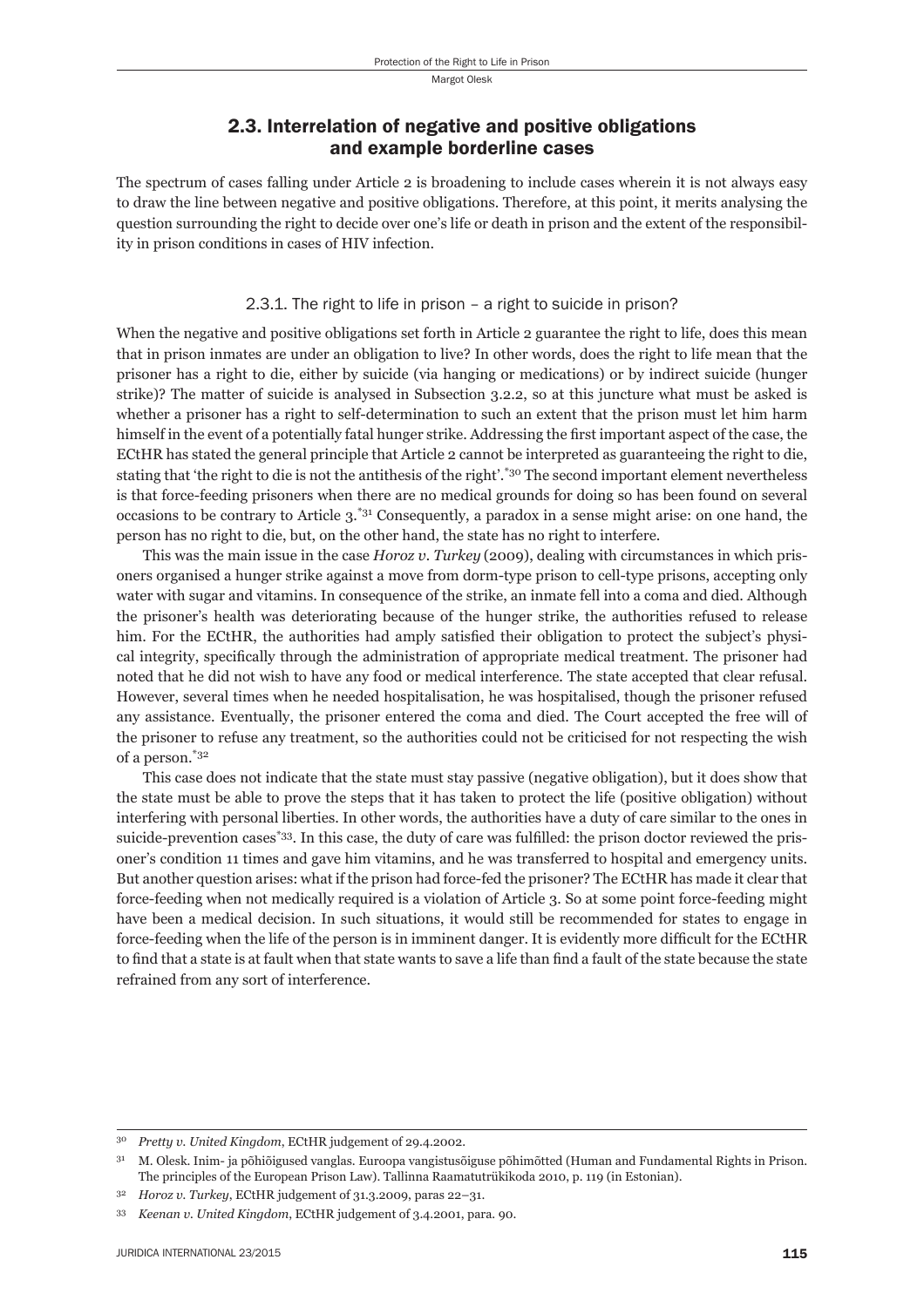## 2.3. Interrelation of negative and positive obligations and example borderline cases

The spectrum of cases falling under Article 2 is broadening to include cases wherein it is not always easy to draw the line between negative and positive obligations. Therefore, at this point, it merits analysing the question surrounding the right to decide over one's life or death in prison and the extent of the responsibility in prison conditions in cases of HIV infection.

### 2.3.1. The right to life in prison – a right to suicide in prison?

When the negative and positive obligations set forth in Article 2 guarantee the right to life, does this mean that in prison inmates are under an obligation to live? In other words, does the right to life mean that the prisoner has a right to die, either by suicide (via hanging or medications) or by indirect suicide (hunger strike)? The matter of suicide is analysed in Subsection 3.2.2, so at this juncture what must be asked is whether a prisoner has a right to self-determination to such an extent that the prison must let him harm himself in the event of a potentially fatal hunger strike. Addressing the first important aspect of the case, the ECtHR has stated the general principle that Article 2 cannot be interpreted as guaranteeing the right to die, stating that 'the right to die is not the antithesis of the right'.[30] The second important element nevertheless is that force-feeding prisoners when there are no medical grounds for doing so has been found on several occasions to be contrary to Article 3.[31] Consequently, a paradox in a sense might arise: on one hand, the person has no right to die, but, on the other hand, the state has no right to interfere.

This was the main issue in the case *Horoz v. Turkey* (2009), dealing with circumstances in which prisoners organised a hunger strike against a move from dorm-type prison to cell-type prisons, accepting only water with sugar and vitamins. In consequence of the strike, an inmate fell into a coma and died. Although the prisoner's health was deteriorating because of the hunger strike, the authorities refused to release him. For the ECtHR, the authorities had amply satisfied their obligation to protect the subject's physical integrity, specifically through the administration of appropriate medical treatment. The prisoner had noted that he did not wish to have any food or medical interference. The state accepted that clear refusal. However, several times when he needed hospitalisation, he was hospitalised, though the prisoner refused any assistance. Eventually, the prisoner entered the coma and died. The Court accepted the free will of the prisoner to refuse any treatment, so the authorities could not be criticised for not respecting the wish of a person.[32]

This case does not indicate that the state must stay passive (negative obligation), but it does show that the state must be able to prove the steps that it has taken to protect the life (positive obligation) without interfering with personal liberties. In other words, the authorities have a duty of care similar to the ones in suicide-prevention cases[33]. In this case, the duty of care was fulfilled: the prison doctor reviewed the prisoner's condition 11 times and gave him vitamins, and he was transferred to hospital and emergency units. But another question arises: what if the prison had force-fed the prisoner? The ECtHR has made it clear that force-feeding when not medically required is a violation of Article 3. So at some point force-feeding might have been a medical decision. In such situations, it would still be recommended for states to engage in force-feeding when the life of the person is in imminent danger. It is evidently more difficult for the ECtHR to find that a state is at fault when that state wants to save a life than find a fault of the state because the state refrained from any sort of interference.

---

[30] *Pretty v. United Kingdom*, ECtHR judgement of 29.4.2002.

[31] M. Olesk. Inim- ja põhiõigused vanglas. Euroopa vangistusõiguse põhimõtted (Human and Fundamental Rights in Prison. The principles of the European Prison Law). Tallinna Raamatutrükikoda 2010, p. 119 (in Estonian).

[32] *Horoz v. Turkey*, ECtHR judgement of 31.3.2009, paras 22–31.

[33] *Keenan v. United Kingdom*, ECtHR judgement of 3.4.2001, para. 90.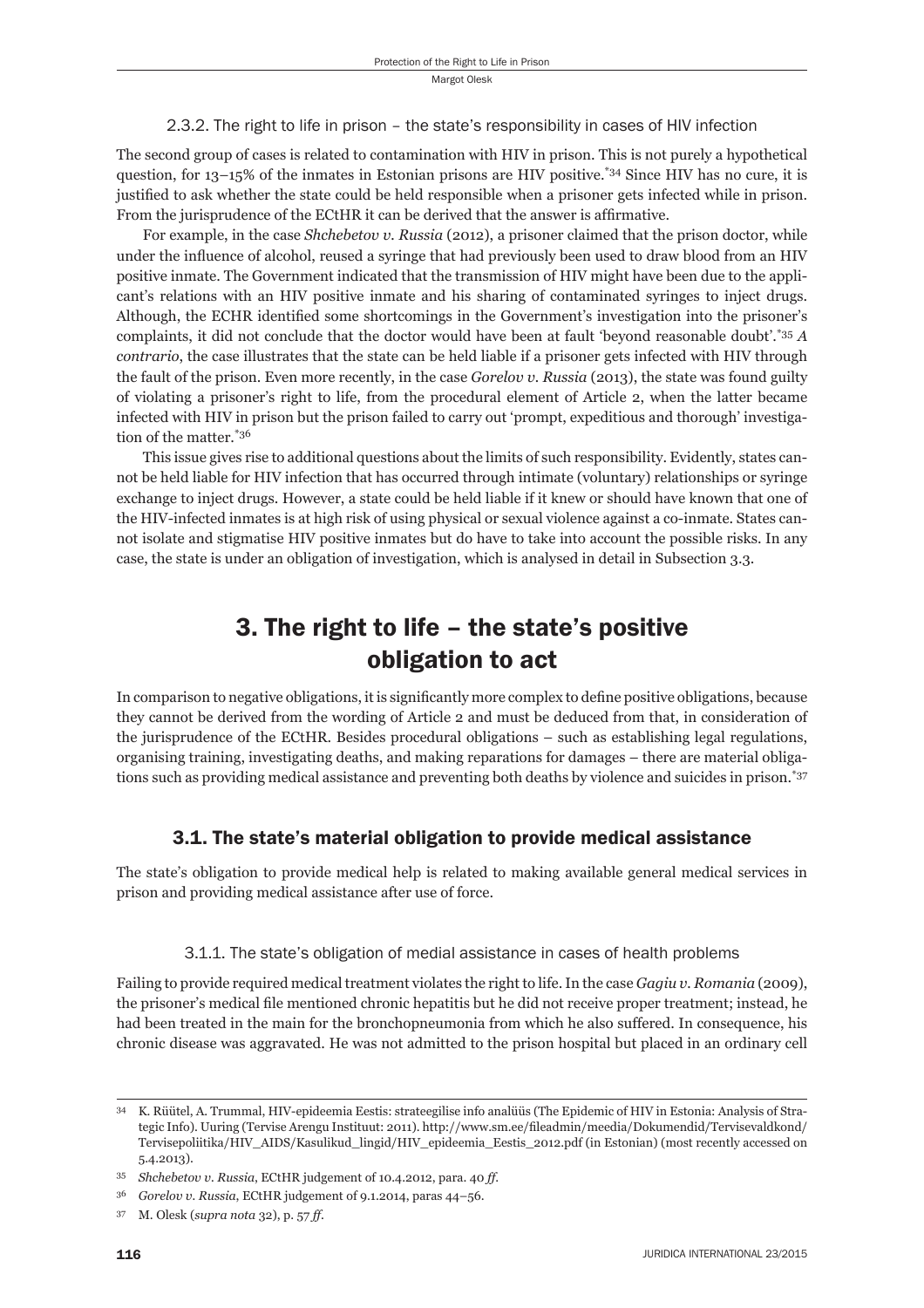#### 2.3.2. The right to life in prison – the state's responsibility in cases of HIV infection

The second group of cases is related to contamination with HIV in prison. This is not purely a hypothetical question, for 13–15% of the inmates in Estonian prisons are HIV positive.[*34] Since HIV has no cure, it is justified to ask whether the state could be held responsible when a prisoner gets infected while in prison. From the jurisprudence of the ECtHR it can be derived that the answer is affirmative.

For example, in the case *Shchebetov v. Russia* (2012), a prisoner claimed that the prison doctor, while under the influence of alcohol, reused a syringe that had previously been used to draw blood from an HIV positive inmate. The Government indicated that the transmission of HIV might have been due to the applicant's relations with an HIV positive inmate and his sharing of contaminated syringes to inject drugs. Although, the ECHR identified some shortcomings in the Government's investigation into the prisoner's complaints, it did not conclude that the doctor would have been at fault 'beyond reasonable doubt'.[*35] *A contrario*, the case illustrates that the state can be held liable if a prisoner gets infected with HIV through the fault of the prison. Even more recently, in the case *Gorelov v. Russia* (2013), the state was found guilty of violating a prisoner's right to life, from the procedural element of Article 2, when the latter became infected with HIV in prison but the prison failed to carry out 'prompt, expeditious and thorough' investigation of the matter.[*36]

This issue gives rise to additional questions about the limits of such responsibility. Evidently, states cannot be held liable for HIV infection that has occurred through intimate (voluntary) relationships or syringe exchange to inject drugs. However, a state could be held liable if it knew or should have known that one of the HIV-infected inmates is at high risk of using physical or sexual violence against a co-inmate. States cannot isolate and stigmatise HIV positive inmates but do have to take into account the possible risks. In any case, the state is under an obligation of investigation, which is analysed in detail in Subsection 3.3.

# 3. The right to life – the state's positive obligation to act

In comparison to negative obligations, it is significantly more complex to define positive obligations, because they cannot be derived from the wording of Article 2 and must be deduced from that, in consideration of the jurisprudence of the ECtHR. Besides procedural obligations – such as establishing legal regulations, organising training, investigating deaths, and making reparations for damages – there are material obligations such as providing medical assistance and preventing both deaths by violence and suicides in prison.[*37]

## 3.1. The state's material obligation to provide medical assistance

The state's obligation to provide medical help is related to making available general medical services in prison and providing medical assistance after use of force.

#### 3.1.1. The state's obligation of medial assistance in cases of health problems

Failing to provide required medical treatment violates the right to life. In the case *Gagiu v. Romania* (2009), the prisoner's medical file mentioned chronic hepatitis but he did not receive proper treatment; instead, he had been treated in the main for the bronchopneumonia from which he also suffered. In consequence, his chronic disease was aggravated. He was not admitted to the prison hospital but placed in an ordinary cell

---

34 K. Rüütel, A. Trummal, HIV-epideemia Eestis: strateegilise info analüüs (The Epidemic of HIV in Estonia: Analysis of Strategic Info). Uuring (Tervise Arengu Instituut: 2011). http://www.sm.ee/fileadmin/meedia/Dokumendid/Tervisevaldkond/Tervisepoliitika/HIV_AIDS/Kasulikud_lingid/HIV_epideemia_Eestis_2012.pdf (in Estonian) (most recently accessed on 5.4.2013).

35 *Shchebetov v. Russia*, ECtHR judgement of 10.4.2012, para. 40 *ff*.

36 *Gorelov v. Russia*, ECtHR judgement of 9.1.2014, paras 44–56.

37 M. Olesk (*supra nota* 32), p. 57 *ff*.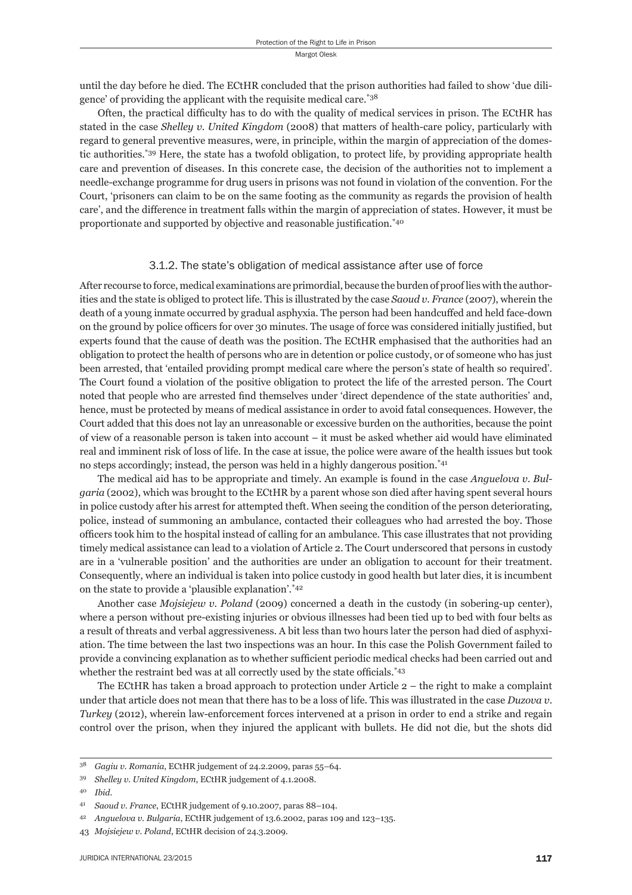until the day before he died. The ECtHR concluded that the prison authorities had failed to show 'due diligence' of providing the applicant with the requisite medical care.[38]

Often, the practical difficulty has to do with the quality of medical services in prison. The ECtHR has stated in the case *Shelley v. United Kingdom* (2008) that matters of health-care policy, particularly with regard to general preventive measures, were, in principle, within the margin of appreciation of the domestic authorities.[39] Here, the state has a twofold obligation, to protect life, by providing appropriate health care and prevention of diseases. In this concrete case, the decision of the authorities not to implement a needle-exchange programme for drug users in prisons was not found in violation of the convention. For the Court, 'prisoners can claim to be on the same footing as the community as regards the provision of health care', and the difference in treatment falls within the margin of appreciation of states. However, it must be proportionate and supported by objective and reasonable justification.[40]

### 3.1.2. The state's obligation of medical assistance after use of force

After recourse to force, medical examinations are primordial, because the burden of proof lies with the authorities and the state is obliged to protect life. This is illustrated by the case *Saoud v. France* (2007), wherein the death of a young inmate occurred by gradual asphyxia. The person had been handcuffed and held face-down on the ground by police officers for over 30 minutes. The usage of force was considered initially justified, but experts found that the cause of death was the position. The ECtHR emphasised that the authorities had an obligation to protect the health of persons who are in detention or police custody, or of someone who has just been arrested, that 'entailed providing prompt medical care where the person's state of health so required'. The Court found a violation of the positive obligation to protect the life of the arrested person. The Court noted that people who are arrested find themselves under 'direct dependence of the state authorities' and, hence, must be protected by means of medical assistance in order to avoid fatal consequences. However, the Court added that this does not lay an unreasonable or excessive burden on the authorities, because the point of view of a reasonable person is taken into account – it must be asked whether aid would have eliminated real and imminent risk of loss of life. In the case at issue, the police were aware of the health issues but took no steps accordingly; instead, the person was held in a highly dangerous position.[41]

The medical aid has to be appropriate and timely. An example is found in the case *Anguelova v. Bulgaria* (2002), which was brought to the ECtHR by a parent whose son died after having spent several hours in police custody after his arrest for attempted theft. When seeing the condition of the person deteriorating, police, instead of summoning an ambulance, contacted their colleagues who had arrested the boy. Those officers took him to the hospital instead of calling for an ambulance. This case illustrates that not providing timely medical assistance can lead to a violation of Article 2. The Court underscored that persons in custody are in a 'vulnerable position' and the authorities are under an obligation to account for their treatment. Consequently, where an individual is taken into police custody in good health but later dies, it is incumbent on the state to provide a 'plausible explanation'.[42]

Another case *Mojsiejew v. Poland* (2009) concerned a death in the custody (in sobering-up center), where a person without pre-existing injuries or obvious illnesses had been tied up to bed with four belts as a result of threats and verbal aggressiveness. A bit less than two hours later the person had died of asphyxiation. The time between the last two inspections was an hour. In this case the Polish Government failed to provide a convincing explanation as to whether sufficient periodic medical checks had been carried out and whether the restraint bed was at all correctly used by the state officials.[43]

The ECtHR has taken a broad approach to protection under Article 2 – the right to make a complaint under that article does not mean that there has to be a loss of life. This was illustrated in the case *Duzova v. Turkey* (2012), wherein law-enforcement forces intervened at a prison in order to end a strike and regain control over the prison, when they injured the applicant with bullets. He did not die, but the shots did

---

[38] *Gagiu v. Romania*, ECtHR judgement of 24.2.2009, paras 55–64.

[39] *Shelley v. United Kingdom*, ECtHR judgement of 4.1.2008.

[40] *Ibid.*

[41] *Saoud v. France*, ECtHR judgement of 9.10.2007, paras 88–104.

[42] *Anguelova v. Bulgaria*, ECtHR judgement of 13.6.2002, paras 109 and 123–135.

[43] *Mojsiejew v. Poland*, ECtHR decision of 24.3.2009.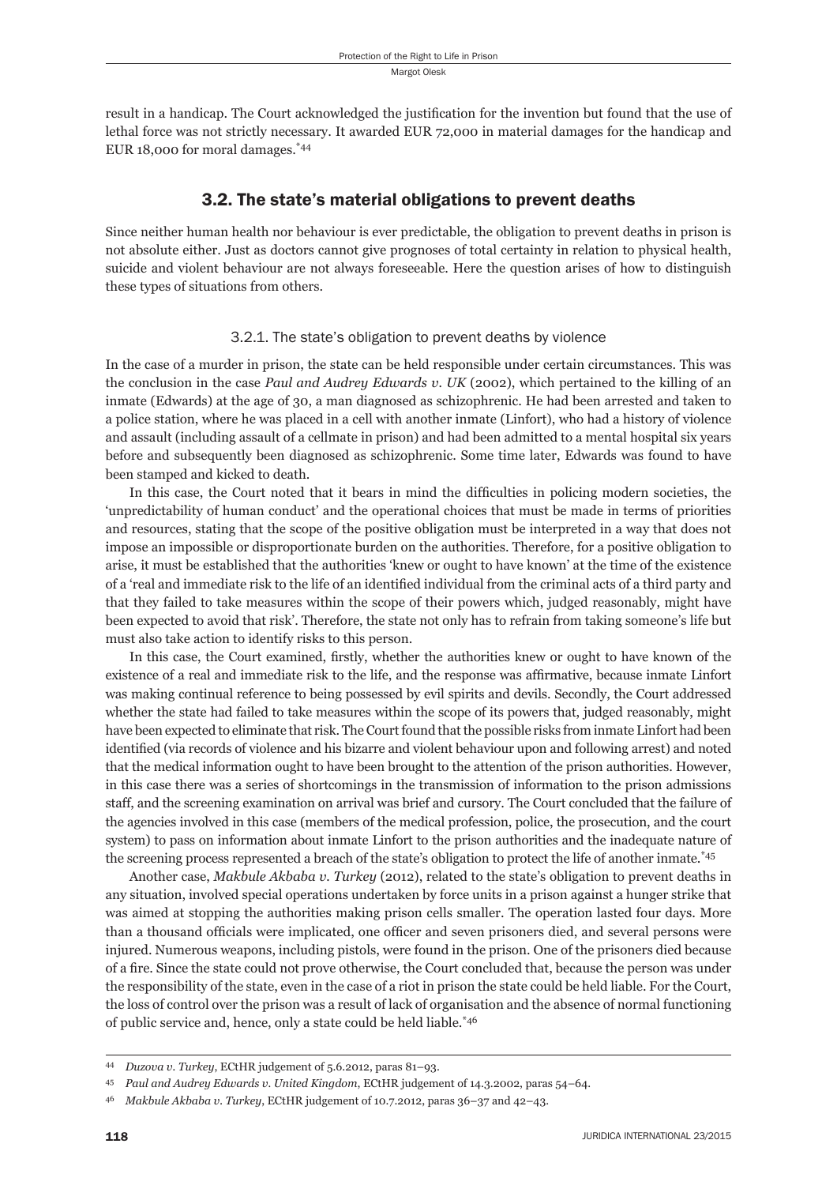result in a handicap. The Court acknowledged the justification for the invention but found that the use of lethal force was not strictly necessary. It awarded EUR 72,000 in material damages for the handicap and EUR 18,000 for moral damages.[*44]

## 3.2. The state's material obligations to prevent deaths

Since neither human health nor behaviour is ever predictable, the obligation to prevent deaths in prison is not absolute either. Just as doctors cannot give prognoses of total certainty in relation to physical health, suicide and violent behaviour are not always foreseeable. Here the question arises of how to distinguish these types of situations from others.

### 3.2.1. The state's obligation to prevent deaths by violence

In the case of a murder in prison, the state can be held responsible under certain circumstances. This was the conclusion in the case *Paul and Audrey Edwards v. UK* (2002), which pertained to the killing of an inmate (Edwards) at the age of 30, a man diagnosed as schizophrenic. He had been arrested and taken to a police station, where he was placed in a cell with another inmate (Linfort), who had a history of violence and assault (including assault of a cellmate in prison) and had been admitted to a mental hospital six years before and subsequently been diagnosed as schizophrenic. Some time later, Edwards was found to have been stamped and kicked to death.

In this case, the Court noted that it bears in mind the difficulties in policing modern societies, the 'unpredictability of human conduct' and the operational choices that must be made in terms of priorities and resources, stating that the scope of the positive obligation must be interpreted in a way that does not impose an impossible or disproportionate burden on the authorities. Therefore, for a positive obligation to arise, it must be established that the authorities 'knew or ought to have known' at the time of the existence of a 'real and immediate risk to the life of an identified individual from the criminal acts of a third party and that they failed to take measures within the scope of their powers which, judged reasonably, might have been expected to avoid that risk'. Therefore, the state not only has to refrain from taking someone's life but must also take action to identify risks to this person.

In this case, the Court examined, firstly, whether the authorities knew or ought to have known of the existence of a real and immediate risk to the life, and the response was affirmative, because inmate Linfort was making continual reference to being possessed by evil spirits and devils. Secondly, the Court addressed whether the state had failed to take measures within the scope of its powers that, judged reasonably, might have been expected to eliminate that risk. The Court found that the possible risks from inmate Linfort had been identified (via records of violence and his bizarre and violent behaviour upon and following arrest) and noted that the medical information ought to have been brought to the attention of the prison authorities. However, in this case there was a series of shortcomings in the transmission of information to the prison admissions staff, and the screening examination on arrival was brief and cursory. The Court concluded that the failure of the agencies involved in this case (members of the medical profession, police, the prosecution, and the court system) to pass on information about inmate Linfort to the prison authorities and the inadequate nature of the screening process represented a breach of the state's obligation to protect the life of another inmate.[*45]

Another case, *Makbule Akbaba v. Turkey* (2012), related to the state's obligation to prevent deaths in any situation, involved special operations undertaken by force units in a prison against a hunger strike that was aimed at stopping the authorities making prison cells smaller. The operation lasted four days. More than a thousand officials were implicated, one officer and seven prisoners died, and several persons were injured. Numerous weapons, including pistols, were found in the prison. One of the prisoners died because of a fire. Since the state could not prove otherwise, the Court concluded that, because the person was under the responsibility of the state, even in the case of a riot in prison the state could be held liable. For the Court, the loss of control over the prison was a result of lack of organisation and the absence of normal functioning of public service and, hence, only a state could be held liable.[*46]

---

[44] *Duzova v. Turkey*, ECtHR judgement of 5.6.2012, paras 81–93.

[45] *Paul and Audrey Edwards v. United Kingdom*, ECtHR judgement of 14.3.2002, paras 54–64.

[46] *Makbule Akbaba v. Turkey*, ECtHR judgement of 10.7.2012, paras 36–37 and 42–43.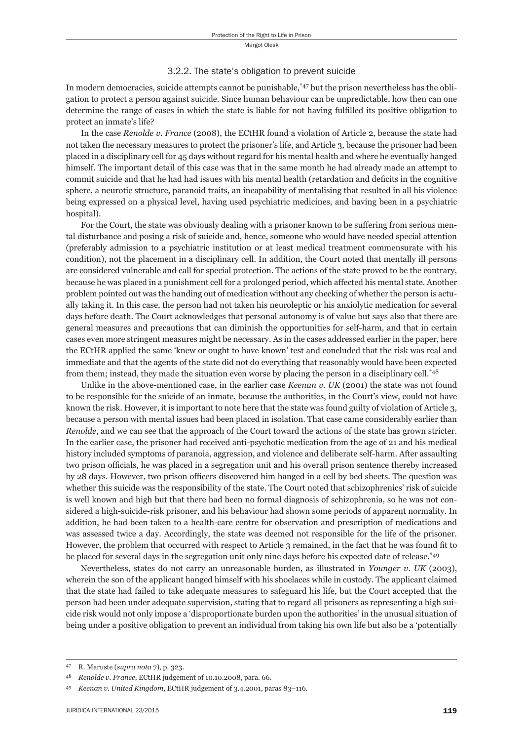### 3.2.2. The state's obligation to prevent suicide

In modern democracies, suicide attempts cannot be punishable,[47] but the prison nevertheless has the obligation to protect a person against suicide. Since human behaviour can be unpredictable, how then can one determine the range of cases in which the state is liable for not having fulfilled its positive obligation to protect an inmate's life?

In the case *Renolde v. France* (2008), the ECtHR found a violation of Article 2, because the state had not taken the necessary measures to protect the prisoner's life, and Article 3, because the prisoner had been placed in a disciplinary cell for 45 days without regard for his mental health and where he eventually hanged himself. The important detail of this case was that in the same month he had already made an attempt to commit suicide and that he had had issues with his mental health (retardation and deficits in the cognitive sphere, a neurotic structure, paranoid traits, an incapability of mentalising that resulted in all his violence being expressed on a physical level, having used psychiatric medicines, and having been in a psychiatric hospital).

For the Court, the state was obviously dealing with a prisoner known to be suffering from serious mental disturbance and posing a risk of suicide and, hence, someone who would have needed special attention (preferably admission to a psychiatric institution or at least medical treatment commensurate with his condition), not the placement in a disciplinary cell. In addition, the Court noted that mentally ill persons are considered vulnerable and call for special protection. The actions of the state proved to be the contrary, because he was placed in a punishment cell for a prolonged period, which affected his mental state. Another problem pointed out was the handing out of medication without any checking of whether the person is actually taking it. In this case, the person had not taken his neuroleptic or his anxiolytic medication for several days before death. The Court acknowledges that personal autonomy is of value but says also that there are general measures and precautions that can diminish the opportunities for self-harm, and that in certain cases even more stringent measures might be necessary. As in the cases addressed earlier in the paper, here the ECtHR applied the same 'knew or ought to have known' test and concluded that the risk was real and immediate and that the agents of the state did not do everything that reasonably would have been expected from them; instead, they made the situation even worse by placing the person in a disciplinary cell.[48]

Unlike in the above-mentioned case, in the earlier case *Keenan v. UK* (2001) the state was not found to be responsible for the suicide of an inmate, because the authorities, in the Court's view, could not have known the risk. However, it is important to note here that the state was found guilty of violation of Article 3, because a person with mental issues had been placed in isolation. That case came considerably earlier than *Renolde*, and we can see that the approach of the Court toward the actions of the state has grown stricter. In the earlier case, the prisoner had received anti-psychotic medication from the age of 21 and his medical history included symptoms of paranoia, aggression, and violence and deliberate self-harm. After assaulting two prison officials, he was placed in a segregation unit and his overall prison sentence thereby increased by 28 days. However, two prison officers discovered him hanged in a cell by bed sheets. The question was whether this suicide was the responsibility of the state. The Court noted that schizophrenics' risk of suicide is well known and high but that there had been no formal diagnosis of schizophrenia, so he was not considered a high-suicide-risk prisoner, and his behaviour had shown some periods of apparent normality. In addition, he had been taken to a health-care centre for observation and prescription of medications and was assessed twice a day. Accordingly, the state was deemed not responsible for the life of the prisoner. However, the problem that occurred with respect to Article 3 remained, in the fact that he was found fit to be placed for several days in the segregation unit only nine days before his expected date of release.[49]

Nevertheless, states do not carry an unreasonable burden, as illustrated in *Younger v. UK* (2003), wherein the son of the applicant hanged himself with his shoelaces while in custody. The applicant claimed that the state had failed to take adequate measures to safeguard his life, but the Court accepted that the person had been under adequate supervision, stating that to regard all prisoners as representing a high suicide risk would not only impose a 'disproportionate burden upon the authorities' in the unusual situation of being under a positive obligation to prevent an individual from taking his own life but also be a 'potentially

---

47 R. Maruste (*supra nota* 7), p. 323.

48 *Renolde v. France*, ECtHR judgement of 10.10.2008, para. 66.

49 *Keenan v. United Kingdom*, ECtHR judgement of 3.4.2001, paras 83–116.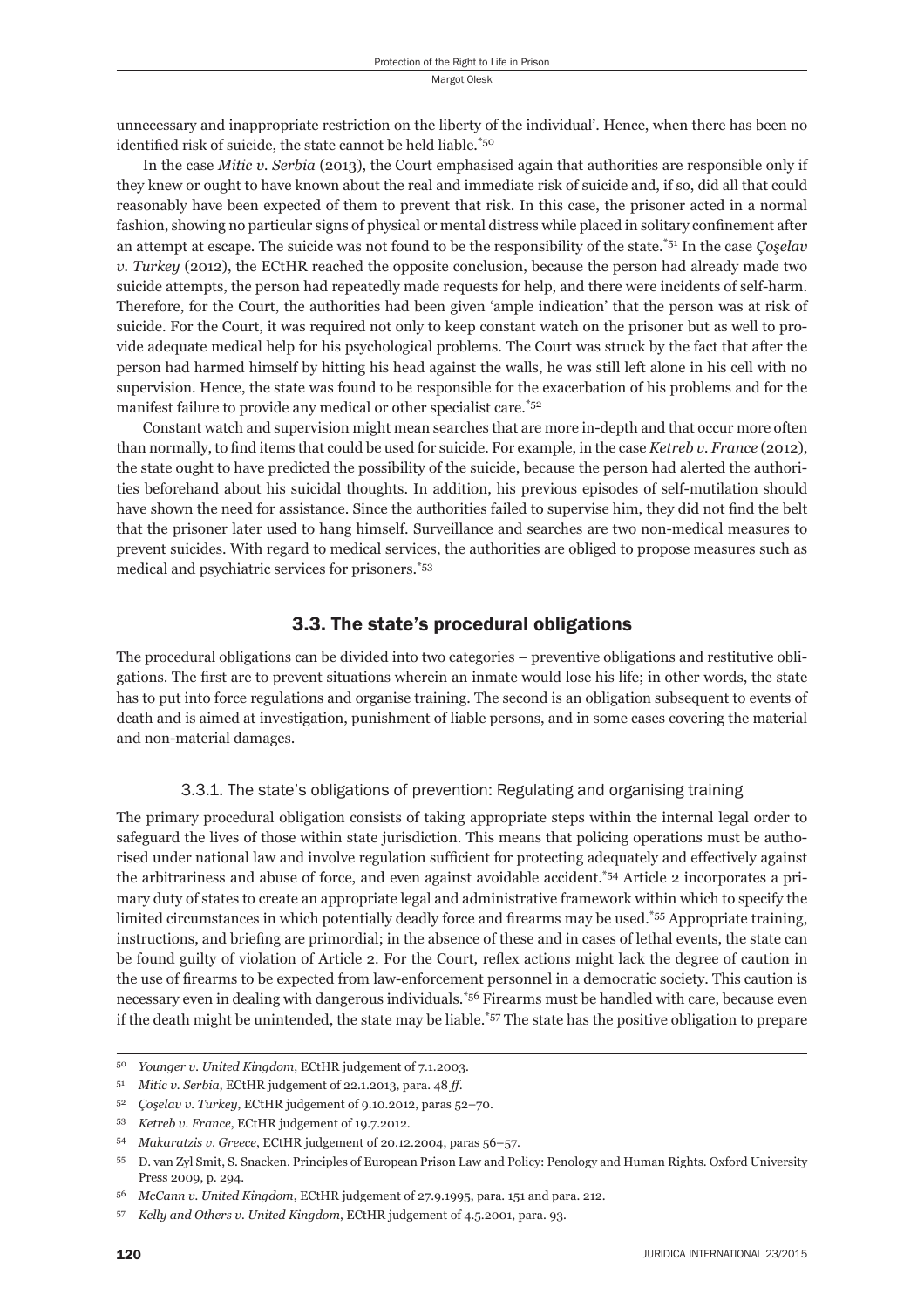unnecessary and inappropriate restriction on the liberty of the individual'. Hence, when there has been no identified risk of suicide, the state cannot be held liable.[*50]

In the case *Mitic v. Serbia* (2013), the Court emphasised again that authorities are responsible only if they knew or ought to have known about the real and immediate risk of suicide and, if so, did all that could reasonably have been expected of them to prevent that risk. In this case, the prisoner acted in a normal fashion, showing no particular signs of physical or mental distress while placed in solitary confinement after an attempt at escape. The suicide was not found to be the responsibility of the state.[*51] In the case *Çoşelav v. Turkey* (2012), the ECtHR reached the opposite conclusion, because the person had already made two suicide attempts, the person had repeatedly made requests for help, and there were incidents of self-harm. Therefore, for the Court, the authorities had been given 'ample indication' that the person was at risk of suicide. For the Court, it was required not only to keep constant watch on the prisoner but as well to provide adequate medical help for his psychological problems. The Court was struck by the fact that after the person had harmed himself by hitting his head against the walls, he was still left alone in his cell with no supervision. Hence, the state was found to be responsible for the exacerbation of his problems and for the manifest failure to provide any medical or other specialist care.[*52]

Constant watch and supervision might mean searches that are more in-depth and that occur more often than normally, to find items that could be used for suicide. For example, in the case *Ketreb v. France* (2012), the state ought to have predicted the possibility of the suicide, because the person had alerted the authorities beforehand about his suicidal thoughts. In addition, his previous episodes of self-mutilation should have shown the need for assistance. Since the authorities failed to supervise him, they did not find the belt that the prisoner later used to hang himself. Surveillance and searches are two non-medical measures to prevent suicides. With regard to medical services, the authorities are obliged to propose measures such as medical and psychiatric services for prisoners.[*53]

## 3.3. The state's procedural obligations

The procedural obligations can be divided into two categories – preventive obligations and restitutive obligations. The first are to prevent situations wherein an inmate would lose his life; in other words, the state has to put into force regulations and organise training. The second is an obligation subsequent to events of death and is aimed at investigation, punishment of liable persons, and in some cases covering the material and non-material damages.

### 3.3.1. The state's obligations of prevention: Regulating and organising training

The primary procedural obligation consists of taking appropriate steps within the internal legal order to safeguard the lives of those within state jurisdiction. This means that policing operations must be authorised under national law and involve regulation sufficient for protecting adequately and effectively against the arbitrariness and abuse of force, and even against avoidable accident.[*54] Article 2 incorporates a primary duty of states to create an appropriate legal and administrative framework within which to specify the limited circumstances in which potentially deadly force and firearms may be used.[*55] Appropriate training, instructions, and briefing are primordial; in the absence of these and in cases of lethal events, the state can be found guilty of violation of Article 2. For the Court, reflex actions might lack the degree of caution in the use of firearms to be expected from law-enforcement personnel in a democratic society. This caution is necessary even in dealing with dangerous individuals.[*56] Firearms must be handled with care, because even if the death might be unintended, the state may be liable.[*57] The state has the positive obligation to prepare

---

[50] *Younger v. United Kingdom*, ECtHR judgement of 7.1.2003.

[51] *Mitic v. Serbia*, ECtHR judgement of 22.1.2013, para. 48 *ff*.

[52] *Çoşelav v. Turkey*, ECtHR judgement of 9.10.2012, paras 52–70.

[53] *Ketreb v. France*, ECtHR judgement of 19.7.2012.

[54] *Makaratzis v. Greece*, ECtHR judgement of 20.12.2004, paras 56–57.

[55] D. van Zyl Smit, S. Snacken. Principles of European Prison Law and Policy: Penology and Human Rights. Oxford University Press 2009, p. 294.

[56] *McCann v. United Kingdom*, ECtHR judgement of 27.9.1995, para. 151 and para. 212.

[57] *Kelly and Others v. United Kingdom*, ECtHR judgement of 4.5.2001, para. 93.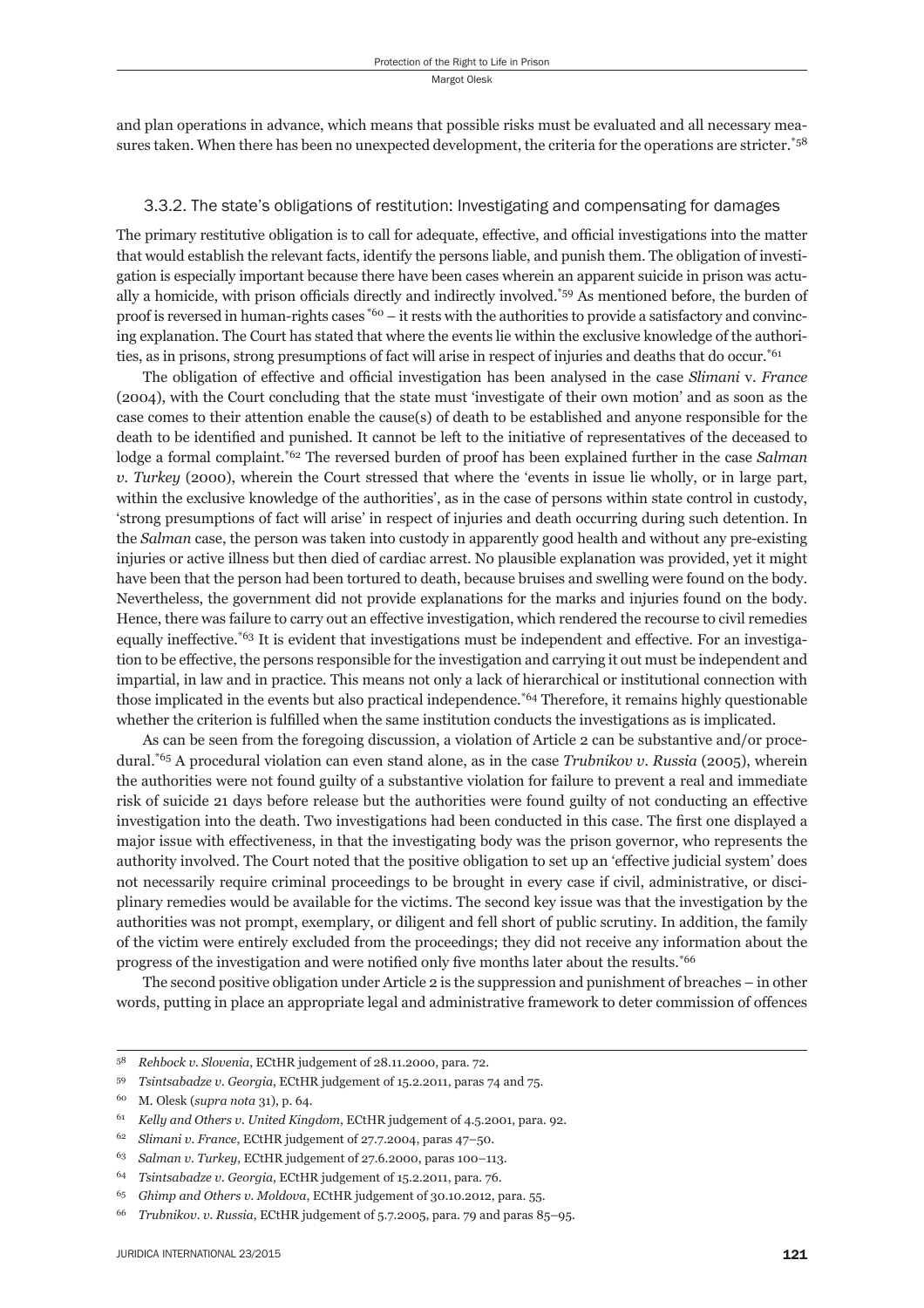and plan operations in advance, which means that possible risks must be evaluated and all necessary measures taken. When there has been no unexpected development, the criteria for the operations are stricter.[*58]

### 3.3.2. The state's obligations of restitution: Investigating and compensating for damages

The primary restitutive obligation is to call for adequate, effective, and official investigations into the matter that would establish the relevant facts, identify the persons liable, and punish them. The obligation of investigation is especially important because there have been cases wherein an apparent suicide in prison was actually a homicide, with prison officials directly and indirectly involved.[*59] As mentioned before, the burden of proof is reversed in human-rights cases[*60] – it rests with the authorities to provide a satisfactory and convincing explanation. The Court has stated that where the events lie within the exclusive knowledge of the authorities, as in prisons, strong presumptions of fact will arise in respect of injuries and deaths that do occur.[*61]

The obligation of effective and official investigation has been analysed in the case *Slimani* v. *France* (2004), with the Court concluding that the state must 'investigate of their own motion' and as soon as the case comes to their attention enable the cause(s) of death to be established and anyone responsible for the death to be identified and punished. It cannot be left to the initiative of representatives of the deceased to lodge a formal complaint.[*62] The reversed burden of proof has been explained further in the case *Salman v. Turkey* (2000), wherein the Court stressed that where the 'events in issue lie wholly, or in large part, within the exclusive knowledge of the authorities', as in the case of persons within state control in custody, 'strong presumptions of fact will arise' in respect of injuries and death occurring during such detention. In the *Salman* case, the person was taken into custody in apparently good health and without any pre-existing injuries or active illness but then died of cardiac arrest. No plausible explanation was provided, yet it might have been that the person had been tortured to death, because bruises and swelling were found on the body. Nevertheless, the government did not provide explanations for the marks and injuries found on the body. Hence, there was failure to carry out an effective investigation, which rendered the recourse to civil remedies equally ineffective.[*63] It is evident that investigations must be independent and effective. For an investigation to be effective, the persons responsible for the investigation and carrying it out must be independent and impartial, in law and in practice. This means not only a lack of hierarchical or institutional connection with those implicated in the events but also practical independence.[*64] Therefore, it remains highly questionable whether the criterion is fulfilled when the same institution conducts the investigations as is implicated.

As can be seen from the foregoing discussion, a violation of Article 2 can be substantive and/or procedural.[*65] A procedural violation can even stand alone, as in the case *Trubnikov v. Russia* (2005), wherein the authorities were not found guilty of a substantive violation for failure to prevent a real and immediate risk of suicide 21 days before release but the authorities were found guilty of not conducting an effective investigation into the death. Two investigations had been conducted in this case. The first one displayed a major issue with effectiveness, in that the investigating body was the prison governor, who represents the authority involved. The Court noted that the positive obligation to set up an 'effective judicial system' does not necessarily require criminal proceedings to be brought in every case if civil, administrative, or disciplinary remedies would be available for the victims. The second key issue was that the investigation by the authorities was not prompt, exemplary, or diligent and fell short of public scrutiny. In addition, the family of the victim were entirely excluded from the proceedings; they did not receive any information about the progress of the investigation and were notified only five months later about the results.[*66]

The second positive obligation under Article 2 is the suppression and punishment of breaches – in other words, putting in place an appropriate legal and administrative framework to deter commission of offences

---

58 *Rehbock v. Slovenia*, ECtHR judgement of 28.11.2000, para. 72.

59 *Tsintsabadze v. Georgia*, ECtHR judgement of 15.2.2011, paras 74 and 75.

60 M. Olesk (*supra nota* 31), p. 64.

61 *Kelly and Others v. United Kingdom*, ECtHR judgement of 4.5.2001, para. 92.

62 *Slimani v. France*, ECtHR judgement of 27.7.2004, paras 47–50.

63 *Salman v. Turkey*, ECtHR judgement of 27.6.2000, paras 100–113.

64 *Tsintsabadze v. Georgia*, ECtHR judgement of 15.2.2011, para. 76.

65 *Ghimp and Others v. Moldova*, ECtHR judgement of 30.10.2012, para. 55.

66 *Trubnikov. v. Russia*, ECtHR judgement of 5.7.2005, para. 79 and paras 85–95.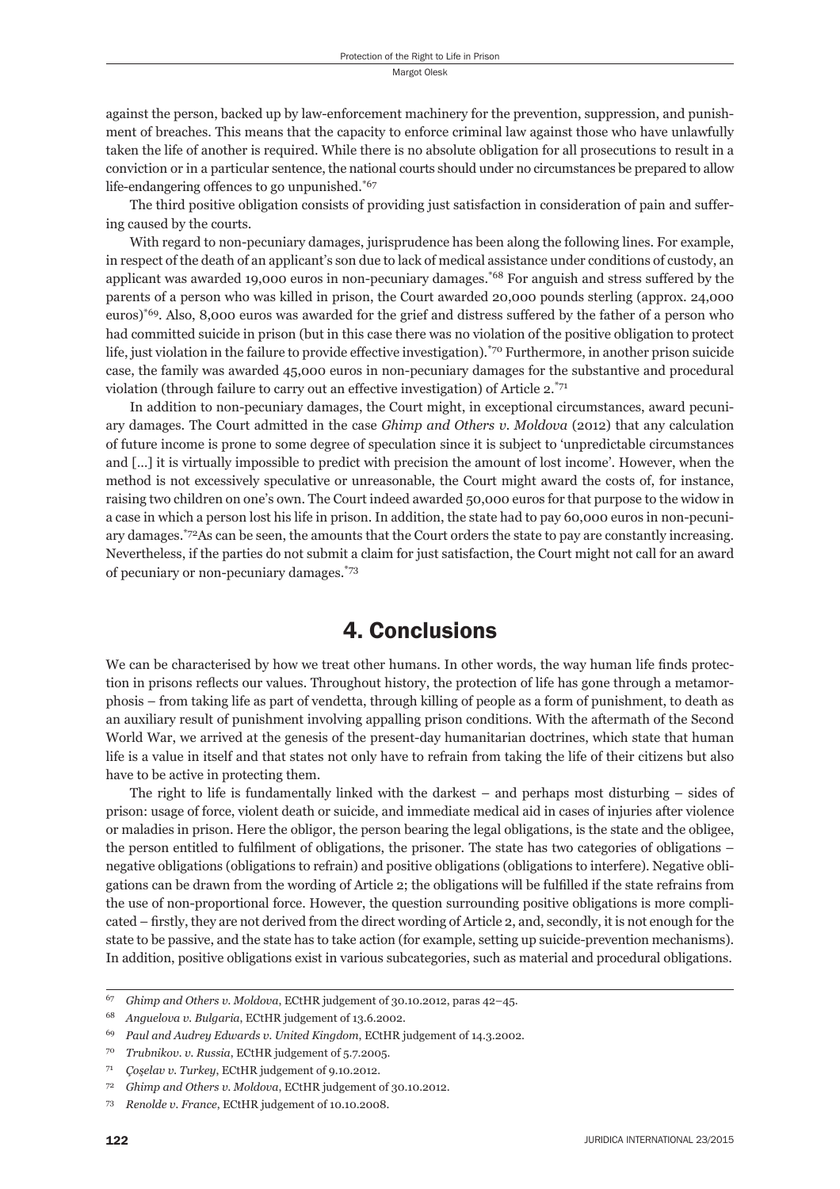against the person, backed up by law-enforcement machinery for the prevention, suppression, and punishment of breaches. This means that the capacity to enforce criminal law against those who have unlawfully taken the life of another is required. While there is no absolute obligation for all prosecutions to result in a conviction or in a particular sentence, the national courts should under no circumstances be prepared to allow life-endangering offences to go unpunished.[*67]

The third positive obligation consists of providing just satisfaction in consideration of pain and suffering caused by the courts.

With regard to non-pecuniary damages, jurisprudence has been along the following lines. For example, in respect of the death of an applicant's son due to lack of medical assistance under conditions of custody, an applicant was awarded 19,000 euros in non-pecuniary damages.[*68] For anguish and stress suffered by the parents of a person who was killed in prison, the Court awarded 20,000 pounds sterling (approx. 24,000 euros)[*69]. Also, 8,000 euros was awarded for the grief and distress suffered by the father of a person who had committed suicide in prison (but in this case there was no violation of the positive obligation to protect life, just violation in the failure to provide effective investigation).[*70] Furthermore, in another prison suicide case, the family was awarded 45,000 euros in non-pecuniary damages for the substantive and procedural violation (through failure to carry out an effective investigation) of Article 2.[*71]

In addition to non-pecuniary damages, the Court might, in exceptional circumstances, award pecuniary damages. The Court admitted in the case *Ghimp and Others v. Moldova* (2012) that any calculation of future income is prone to some degree of speculation since it is subject to 'unpredictable circumstances and […] it is virtually impossible to predict with precision the amount of lost income'. However, when the method is not excessively speculative or unreasonable, the Court might award the costs of, for instance, raising two children on one's own. The Court indeed awarded 50,000 euros for that purpose to the widow in a case in which a person lost his life in prison. In addition, the state had to pay 60,000 euros in non-pecuniary damages.[*72]As can be seen, the amounts that the Court orders the state to pay are constantly increasing. Nevertheless, if the parties do not submit a claim for just satisfaction, the Court might not call for an award of pecuniary or non-pecuniary damages.[*73]

## 4. Conclusions

We can be characterised by how we treat other humans. In other words, the way human life finds protection in prisons reflects our values. Throughout history, the protection of life has gone through a metamorphosis – from taking life as part of vendetta, through killing of people as a form of punishment, to death as an auxiliary result of punishment involving appalling prison conditions. With the aftermath of the Second World War, we arrived at the genesis of the present-day humanitarian doctrines, which state that human life is a value in itself and that states not only have to refrain from taking the life of their citizens but also have to be active in protecting them.

The right to life is fundamentally linked with the darkest – and perhaps most disturbing – sides of prison: usage of force, violent death or suicide, and immediate medical aid in cases of injuries after violence or maladies in prison. Here the obligor, the person bearing the legal obligations, is the state and the obligee, the person entitled to fulfilment of obligations, the prisoner. The state has two categories of obligations – negative obligations (obligations to refrain) and positive obligations (obligations to interfere). Negative obligations can be drawn from the wording of Article 2; the obligations will be fulfilled if the state refrains from the use of non-proportional force. However, the question surrounding positive obligations is more complicated – firstly, they are not derived from the direct wording of Article 2, and, secondly, it is not enough for the state to be passive, and the state has to take action (for example, setting up suicide-prevention mechanisms). In addition, positive obligations exist in various subcategories, such as material and procedural obligations.

---

67 *Ghimp and Others v. Moldova*, ECtHR judgement of 30.10.2012, paras 42–45.

68 *Anguelova v. Bulgaria*, ECtHR judgement of 13.6.2002.

69 *Paul and Audrey Edwards v. United Kingdom*, ECtHR judgement of 14.3.2002.

70 *Trubnikov. v. Russia*, ECtHR judgement of 5.7.2005.

71 *Çoşelav v. Turkey*, ECtHR judgement of 9.10.2012.

72 *Ghimp and Others v. Moldova*, ECtHR judgement of 30.10.2012.

73 *Renolde v. France*, ECtHR judgement of 10.10.2008.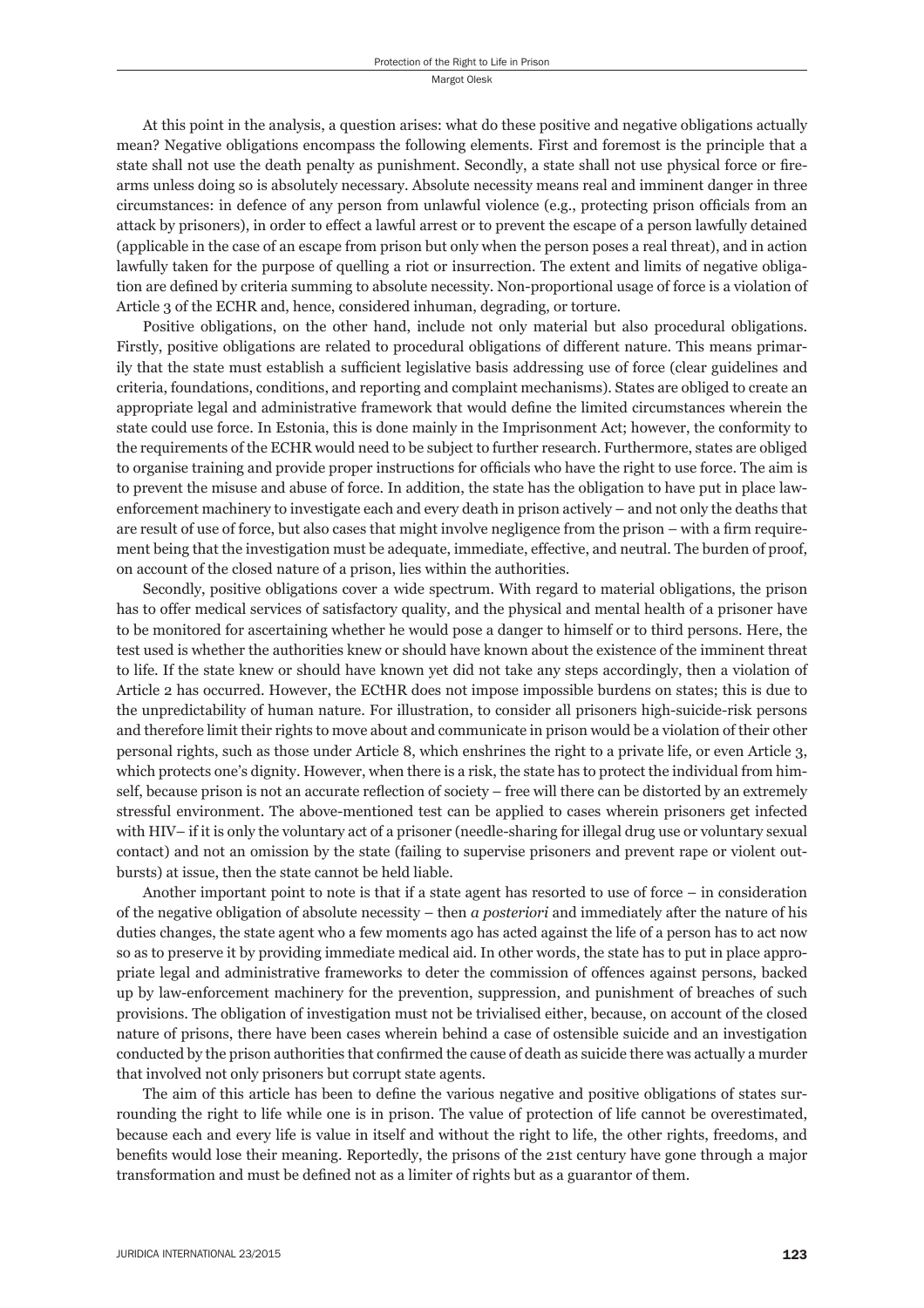At this point in the analysis, a question arises: what do these positive and negative obligations actually mean? Negative obligations encompass the following elements. First and foremost is the principle that a state shall not use the death penalty as punishment. Secondly, a state shall not use physical force or firearms unless doing so is absolutely necessary. Absolute necessity means real and imminent danger in three circumstances: in defence of any person from unlawful violence (e.g., protecting prison officials from an attack by prisoners), in order to effect a lawful arrest or to prevent the escape of a person lawfully detained (applicable in the case of an escape from prison but only when the person poses a real threat), and in action lawfully taken for the purpose of quelling a riot or insurrection. The extent and limits of negative obligation are defined by criteria summing to absolute necessity. Non-proportional usage of force is a violation of Article 3 of the ECHR and, hence, considered inhuman, degrading, or torture.

Positive obligations, on the other hand, include not only material but also procedural obligations. Firstly, positive obligations are related to procedural obligations of different nature. This means primarily that the state must establish a sufficient legislative basis addressing use of force (clear guidelines and criteria, foundations, conditions, and reporting and complaint mechanisms). States are obliged to create an appropriate legal and administrative framework that would define the limited circumstances wherein the state could use force. In Estonia, this is done mainly in the Imprisonment Act; however, the conformity to the requirements of the ECHR would need to be subject to further research. Furthermore, states are obliged to organise training and provide proper instructions for officials who have the right to use force. The aim is to prevent the misuse and abuse of force. In addition, the state has the obligation to have put in place law-enforcement machinery to investigate each and every death in prison actively – and not only the deaths that are result of use of force, but also cases that might involve negligence from the prison – with a firm requirement being that the investigation must be adequate, immediate, effective, and neutral. The burden of proof, on account of the closed nature of a prison, lies within the authorities.

Secondly, positive obligations cover a wide spectrum. With regard to material obligations, the prison has to offer medical services of satisfactory quality, and the physical and mental health of a prisoner have to be monitored for ascertaining whether he would pose a danger to himself or to third persons. Here, the test used is whether the authorities knew or should have known about the existence of the imminent threat to life. If the state knew or should have known yet did not take any steps accordingly, then a violation of Article 2 has occurred. However, the ECtHR does not impose impossible burdens on states; this is due to the unpredictability of human nature. For illustration, to consider all prisoners high-suicide-risk persons and therefore limit their rights to move about and communicate in prison would be a violation of their other personal rights, such as those under Article 8, which enshrines the right to a private life, or even Article 3, which protects one's dignity. However, when there is a risk, the state has to protect the individual from himself, because prison is not an accurate reflection of society – free will there can be distorted by an extremely stressful environment. The above-mentioned test can be applied to cases wherein prisoners get infected with HIV– if it is only the voluntary act of a prisoner (needle-sharing for illegal drug use or voluntary sexual contact) and not an omission by the state (failing to supervise prisoners and prevent rape or violent outbursts) at issue, then the state cannot be held liable.

Another important point to note is that if a state agent has resorted to use of force – in consideration of the negative obligation of absolute necessity – then *a posteriori* and immediately after the nature of his duties changes, the state agent who a few moments ago has acted against the life of a person has to act now so as to preserve it by providing immediate medical aid. In other words, the state has to put in place appropriate legal and administrative frameworks to deter the commission of offences against persons, backed up by law-enforcement machinery for the prevention, suppression, and punishment of breaches of such provisions. The obligation of investigation must not be trivialised either, because, on account of the closed nature of prisons, there have been cases wherein behind a case of ostensible suicide and an investigation conducted by the prison authorities that confirmed the cause of death as suicide there was actually a murder that involved not only prisoners but corrupt state agents.

The aim of this article has been to define the various negative and positive obligations of states surrounding the right to life while one is in prison. The value of protection of life cannot be overestimated, because each and every life is value in itself and without the right to life, the other rights, freedoms, and benefits would lose their meaning. Reportedly, the prisons of the 21st century have gone through a major transformation and must be defined not as a limiter of rights but as a guarantor of them.